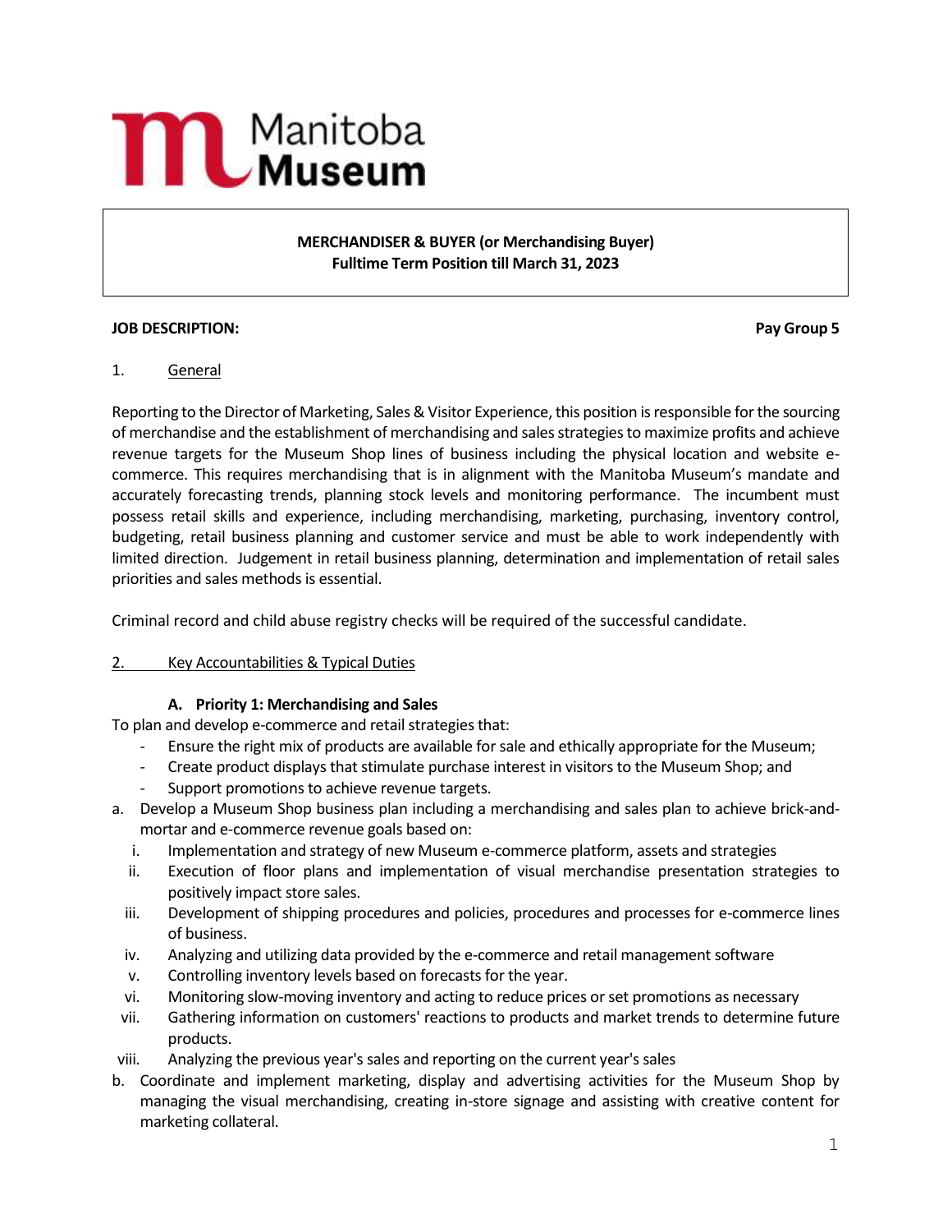Manitoba Museum

**MERCHANDISER & BUYER (or Merchandising Buyer)**
**Fulltime Term Position till March 31, 2023**

**JOB DESCRIPTION:** **Pay Group 5**

1. General

Reporting to the Director of Marketing, Sales & Visitor Experience, this position is responsible for the sourcing of merchandise and the establishment of merchandising and sales strategies to maximize profits and achieve revenue targets for the Museum Shop lines of business including the physical location and website e-commerce. This requires merchandising that is in alignment with the Manitoba Museum's mandate and accurately forecasting trends, planning stock levels and monitoring performance. The incumbent must possess retail skills and experience, including merchandising, marketing, purchasing, inventory control, budgeting, retail business planning and customer service and must be able to work independently with limited direction. Judgement in retail business planning, determination and implementation of retail sales priorities and sales methods is essential.

Criminal record and child abuse registry checks will be required of the successful candidate.

2. Key Accountabilities & Typical Duties

**A. Priority 1: Merchandising and Sales**

To plan and develop e-commerce and retail strategies that:

- Ensure the right mix of products are available for sale and ethically appropriate for the Museum;
- Create product displays that stimulate purchase interest in visitors to the Museum Shop; and
- Support promotions to achieve revenue targets.

a. Develop a Museum Shop business plan including a merchandising and sales plan to achieve brick-and-mortar and e-commerce revenue goals based on:
   i. Implementation and strategy of new Museum e-commerce platform, assets and strategies
   ii. Execution of floor plans and implementation of visual merchandise presentation strategies to positively impact store sales.
   iii. Development of shipping procedures and policies, procedures and processes for e-commerce lines of business.
   iv. Analyzing and utilizing data provided by the e-commerce and retail management software
   v. Controlling inventory levels based on forecasts for the year.
   vi. Monitoring slow-moving inventory and acting to reduce prices or set promotions as necessary
   vii. Gathering information on customers' reactions to products and market trends to determine future products.
   viii. Analyzing the previous year's sales and reporting on the current year's sales

b. Coordinate and implement marketing, display and advertising activities for the Museum Shop by managing the visual merchandising, creating in-store signage and assisting with creative content for marketing collateral.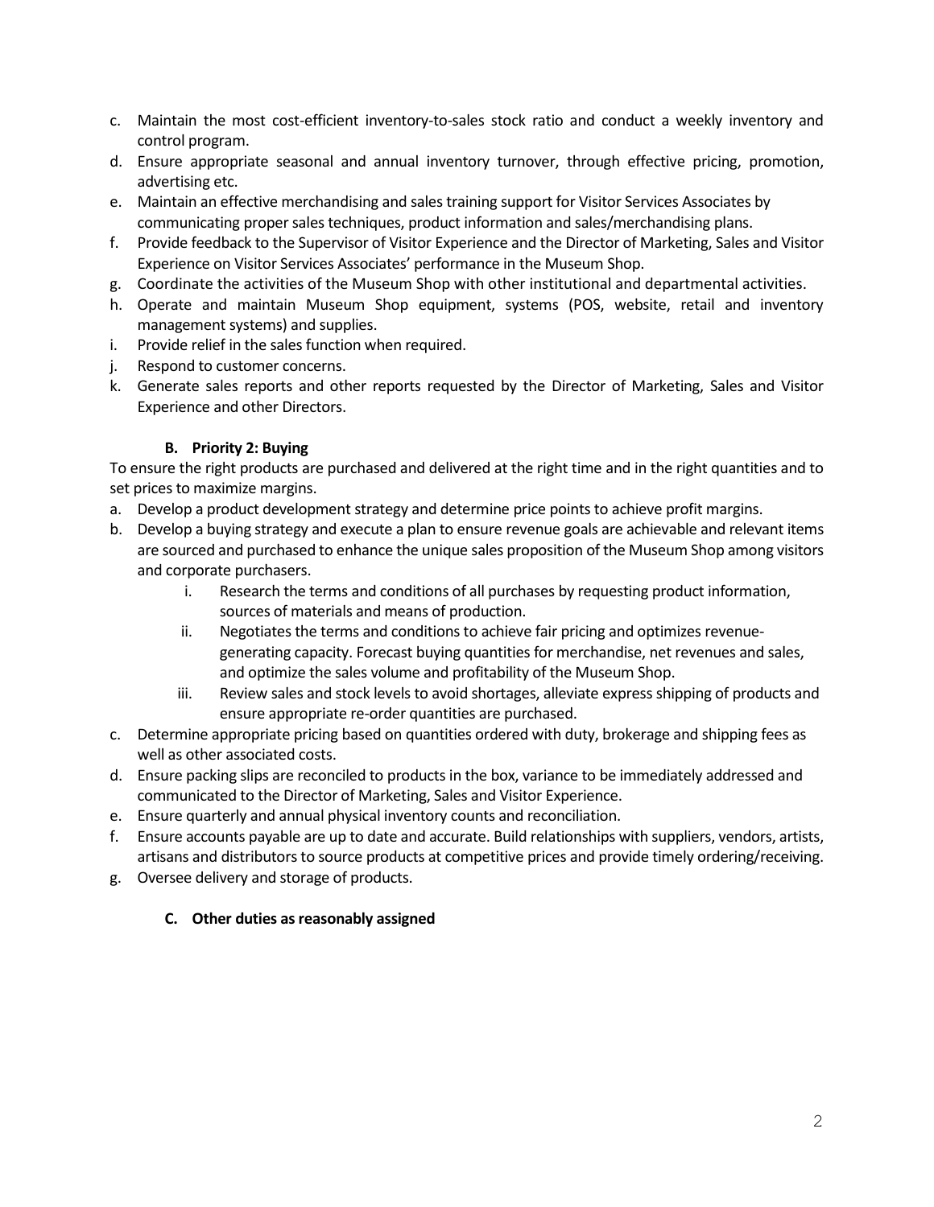c. Maintain the most cost-efficient inventory-to-sales stock ratio and conduct a weekly inventory and control program.
d. Ensure appropriate seasonal and annual inventory turnover, through effective pricing, promotion, advertising etc.
e. Maintain an effective merchandising and sales training support for Visitor Services Associates by communicating proper sales techniques, product information and sales/merchandising plans.
f. Provide feedback to the Supervisor of Visitor Experience and the Director of Marketing, Sales and Visitor Experience on Visitor Services Associates' performance in the Museum Shop.
g. Coordinate the activities of the Museum Shop with other institutional and departmental activities.
h. Operate and maintain Museum Shop equipment, systems (POS, website, retail and inventory management systems) and supplies.
i. Provide relief in the sales function when required.
j. Respond to customer concerns.
k. Generate sales reports and other reports requested by the Director of Marketing, Sales and Visitor Experience and other Directors.

### B. Priority 2: Buying

To ensure the right products are purchased and delivered at the right time and in the right quantities and to set prices to maximize margins.

a. Develop a product development strategy and determine price points to achieve profit margins.
b. Develop a buying strategy and execute a plan to ensure revenue goals are achievable and relevant items are sourced and purchased to enhance the unique sales proposition of the Museum Shop among visitors and corporate purchasers.
    i. Research the terms and conditions of all purchases by requesting product information, sources of materials and means of production.
    ii. Negotiates the terms and conditions to achieve fair pricing and optimizes revenue-generating capacity. Forecast buying quantities for merchandise, net revenues and sales, and optimize the sales volume and profitability of the Museum Shop.
    iii. Review sales and stock levels to avoid shortages, alleviate express shipping of products and ensure appropriate re-order quantities are purchased.
c. Determine appropriate pricing based on quantities ordered with duty, brokerage and shipping fees as well as other associated costs.
d. Ensure packing slips are reconciled to products in the box, variance to be immediately addressed and communicated to the Director of Marketing, Sales and Visitor Experience.
e. Ensure quarterly and annual physical inventory counts and reconciliation.
f. Ensure accounts payable are up to date and accurate. Build relationships with suppliers, vendors, artists, artisans and distributors to source products at competitive prices and provide timely ordering/receiving.
g. Oversee delivery and storage of products.

### C. Other duties as reasonably assigned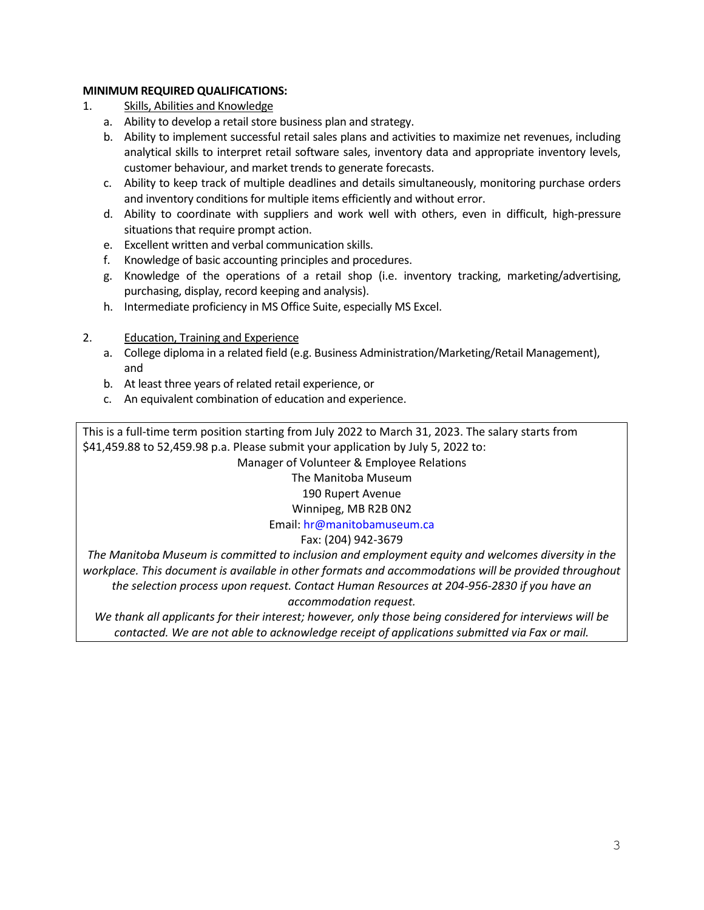**MINIMUM REQUIRED QUALIFICATIONS:**

1. Skills, Abilities and Knowledge
   a. Ability to develop a retail store business plan and strategy.
   b. Ability to implement successful retail sales plans and activities to maximize net revenues, including analytical skills to interpret retail software sales, inventory data and appropriate inventory levels, customer behaviour, and market trends to generate forecasts.
   c. Ability to keep track of multiple deadlines and details simultaneously, monitoring purchase orders and inventory conditions for multiple items efficiently and without error.
   d. Ability to coordinate with suppliers and work well with others, even in difficult, high-pressure situations that require prompt action.
   e. Excellent written and verbal communication skills.
   f. Knowledge of basic accounting principles and procedures.
   g. Knowledge of the operations of a retail shop (i.e. inventory tracking, marketing/advertising, purchasing, display, record keeping and analysis).
   h. Intermediate proficiency in MS Office Suite, especially MS Excel.

2. Education, Training and Experience
   a. College diploma in a related field (e.g. Business Administration/Marketing/Retail Management), and
   b. At least three years of related retail experience, or
   c. An equivalent combination of education and experience.

This is a full-time term position starting from July 2022 to March 31, 2023. The salary starts from $41,459.88 to 52,459.98 p.a. Please submit your application by July 5, 2022 to:

Manager of Volunteer & Employee Relations
The Manitoba Museum
190 Rupert Avenue
Winnipeg, MB R2B 0N2
Email: hr@manitobamuseum.ca
Fax: (204) 942-3679

*The Manitoba Museum is committed to inclusion and employment equity and welcomes diversity in the workplace. This document is available in other formats and accommodations will be provided throughout the selection process upon request. Contact Human Resources at 204-956-2830 if you have an accommodation request.*

*We thank all applicants for their interest; however, only those being considered for interviews will be contacted. We are not able to acknowledge receipt of applications submitted via Fax or mail.*